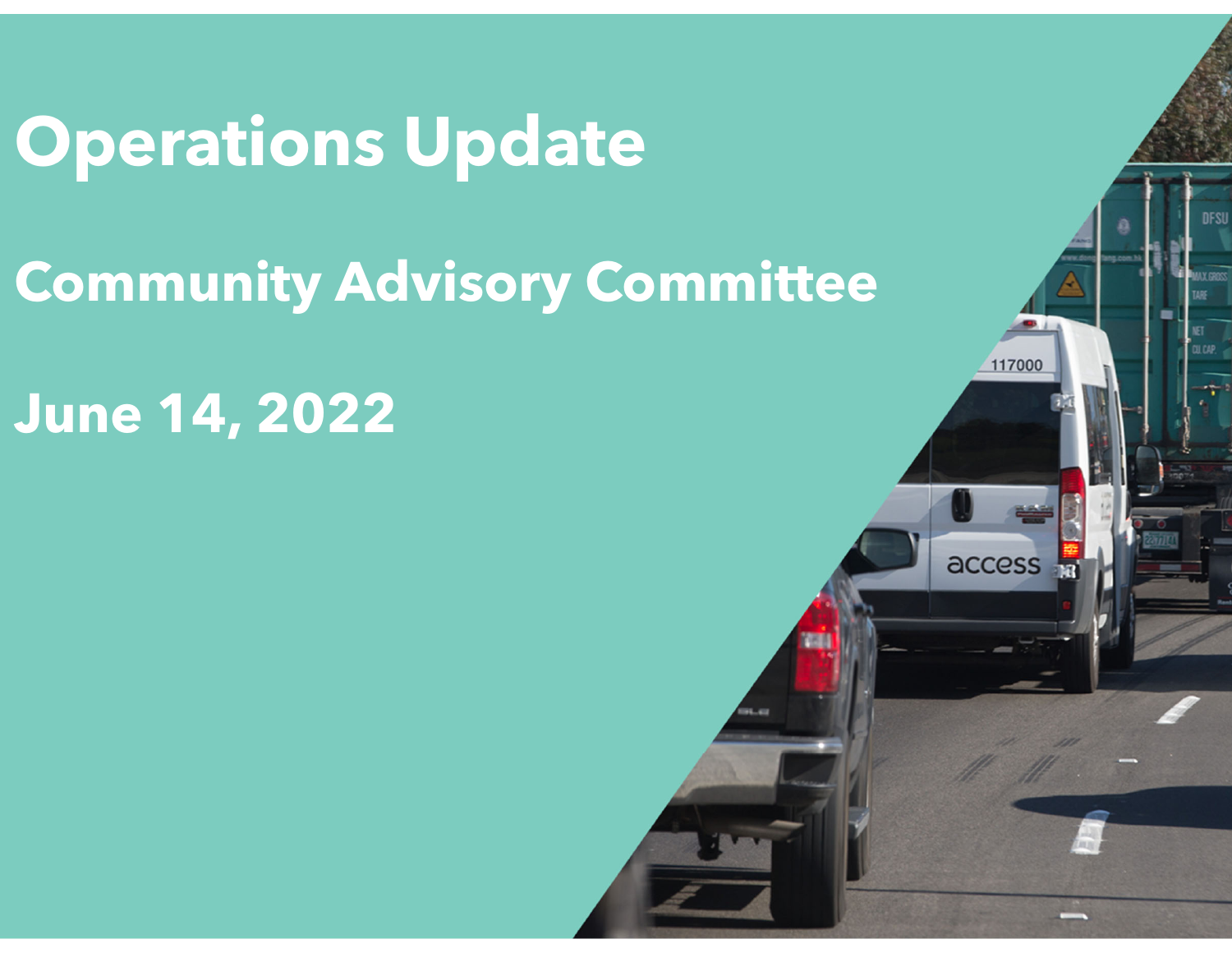# Operations Update

## Community Advisory Committee

## June 14, 2022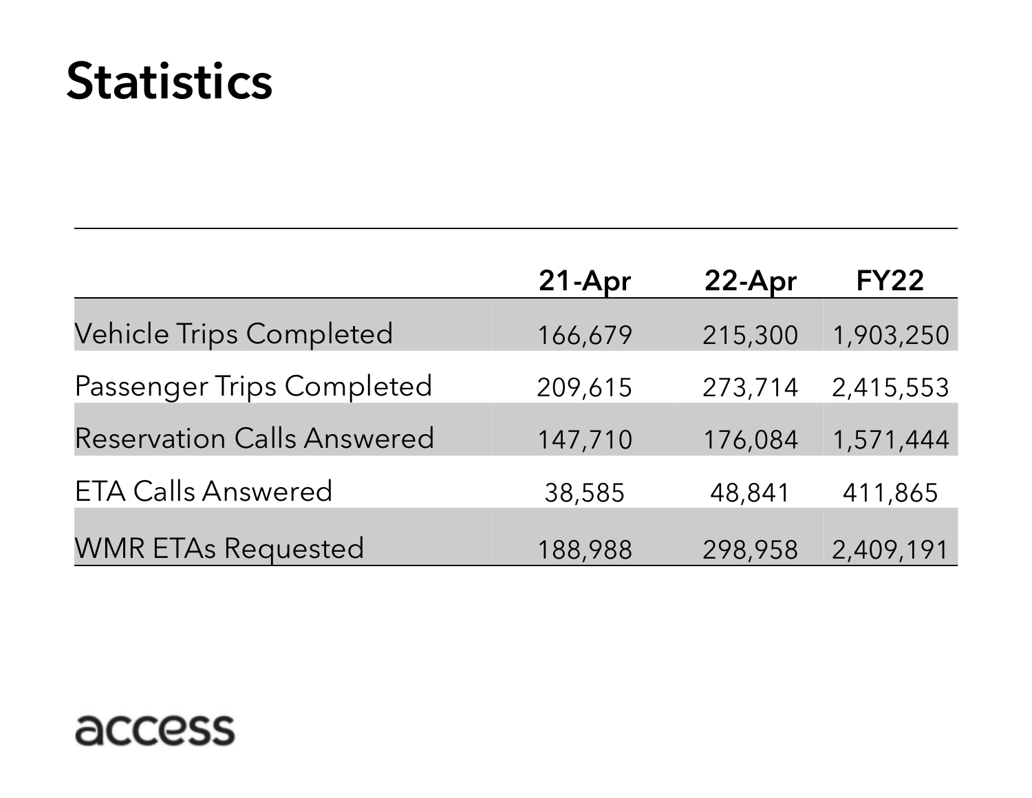# Statistics

| | 21-Apr | 22-Apr | FY22 |
|---|---|---|---|
| Vehicle Trips Completed | 166,679 | 215,300 | 1,903,250 |
| Passenger Trips Completed | 209,615 | 273,714 | 2,415,553 |
| Reservation Calls Answered | 147,710 | 176,084 | 1,571,444 |
| ETA Calls Answered | 38,585 | 48,841 | 411,865 |
| WMR ETAs Requested | 188,988 | 298,958 | 2,409,191 |

access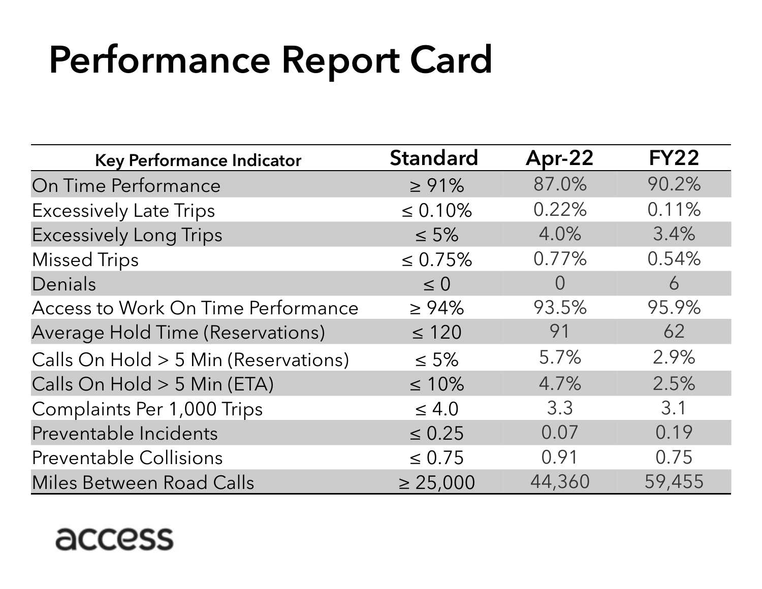# Performance Report Card

| Key Performance Indicator | Standard | Apr-22 | FY22 |
|---|---|---|---|
| On Time Performance | ≥ 91% | 87.0% | 90.2% |
| Excessively Late Trips | ≤ 0.10% | 0.22% | 0.11% |
| Excessively Long Trips | ≤ 5% | 4.0% | 3.4% |
| Missed Trips | ≤ 0.75% | 0.77% | 0.54% |
| Denials | ≤ 0 | 0 | 6 |
| Access to Work On Time Performance | ≥ 94% | 93.5% | 95.9% |
| Average Hold Time (Reservations) | ≤ 120 | 91 | 62 |
| Calls On Hold > 5 Min (Reservations) | ≤ 5% | 5.7% | 2.9% |
| Calls On Hold > 5 Min (ETA) | ≤ 10% | 4.7% | 2.5% |
| Complaints Per 1,000 Trips | ≤ 4.0 | 3.3 | 3.1 |
| Preventable Incidents | ≤ 0.25 | 0.07 | 0.19 |
| Preventable Collisions | ≤ 0.75 | 0.91 | 0.75 |
| Miles Between Road Calls | ≥ 25,000 | 44,360 | 59,455 |

access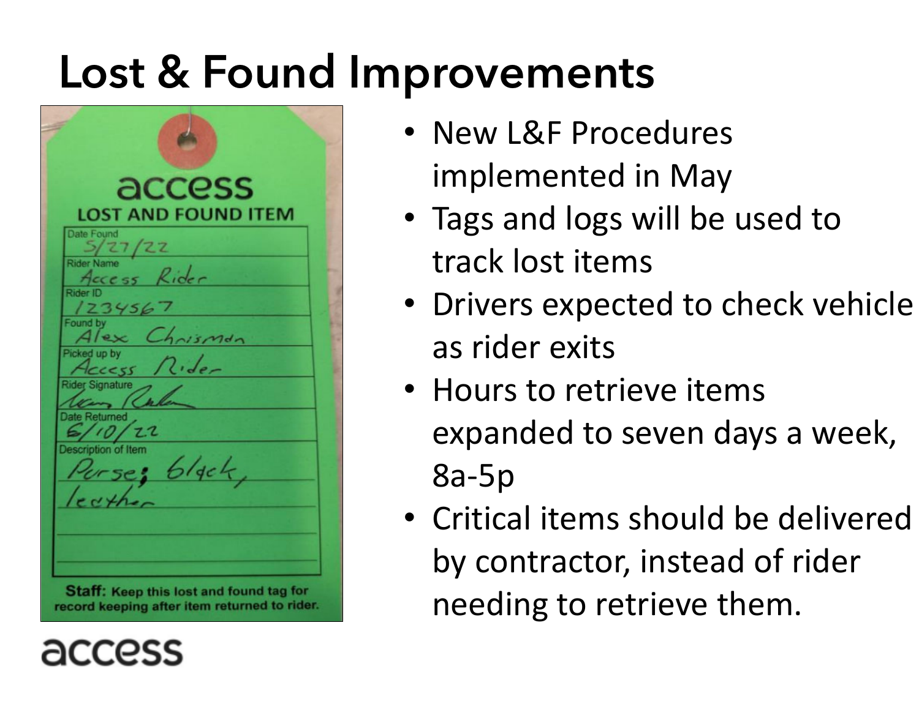# Lost & Found Improvements

**access**

**LOST AND FOUND ITEM**

| | |
|---|---|
| Date Found | 5/27/22 |
| Rider Name | Access Rider |
| Rider ID | 1234567 |
| Found by | Alex Chrisman |
| Picked up by | Access Rider |
| Rider Signature | |
| Date Returned | 6/10/22 |
| Description of Item | Purse; black, leather |

**Staff:** Keep this lost and found tag for record keeping after item returned to rider.

- New L&F Procedures implemented in May
- Tags and logs will be used to track lost items
- Drivers expected to check vehicle as rider exits
- Hours to retrieve items expanded to seven days a week, 8a-5p
- Critical items should be delivered by contractor, instead of rider needing to retrieve them.

access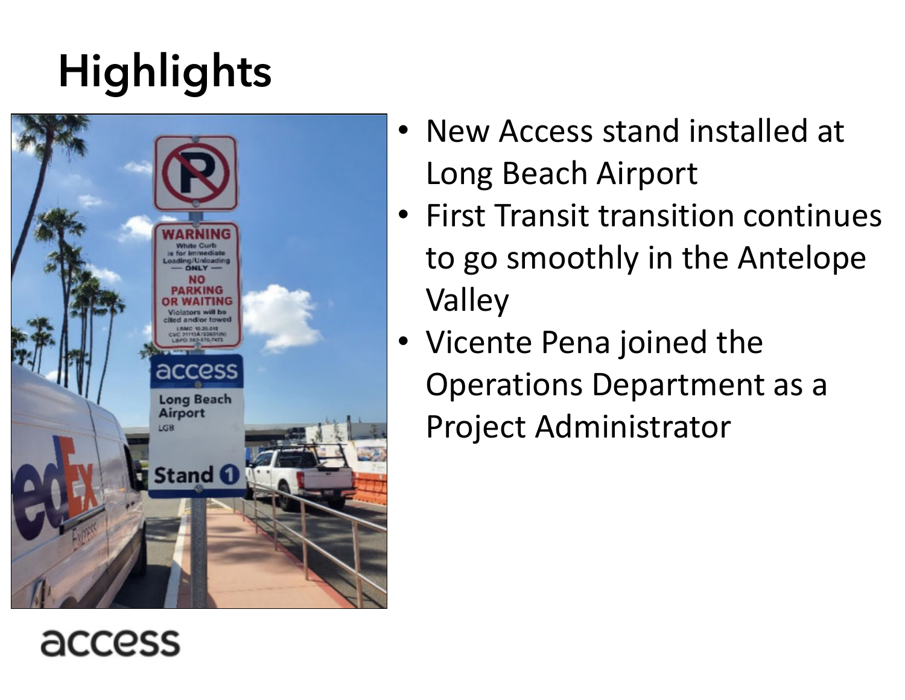# Highlights

- New Access stand installed at Long Beach Airport
- First Transit transition continues to go smoothly in the Antelope Valley
- Vicente Pena joined the Operations Department as a Project Administrator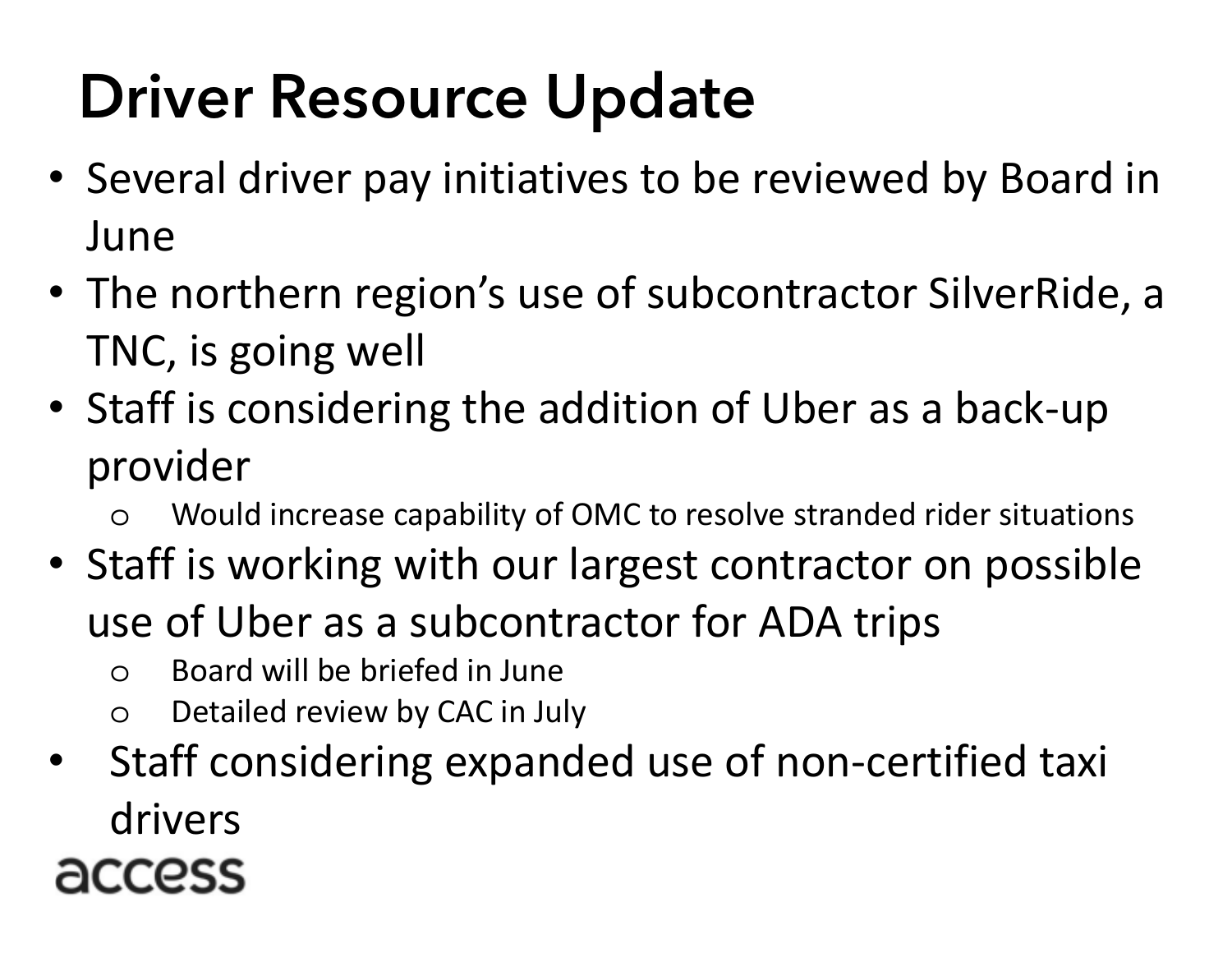# Driver Resource Update

- Several driver pay initiatives to be reviewed by Board in June
- The northern region's use of subcontractor SilverRide, a TNC, is going well
- Staff is considering the addition of Uber as a back-up provider
  - Would increase capability of OMC to resolve stranded rider situations
- Staff is working with our largest contractor on possible use of Uber as a subcontractor for ADA trips
  - Board will be briefed in June
  - Detailed review by CAC in July
- Staff considering expanded use of non-certified taxi drivers

access